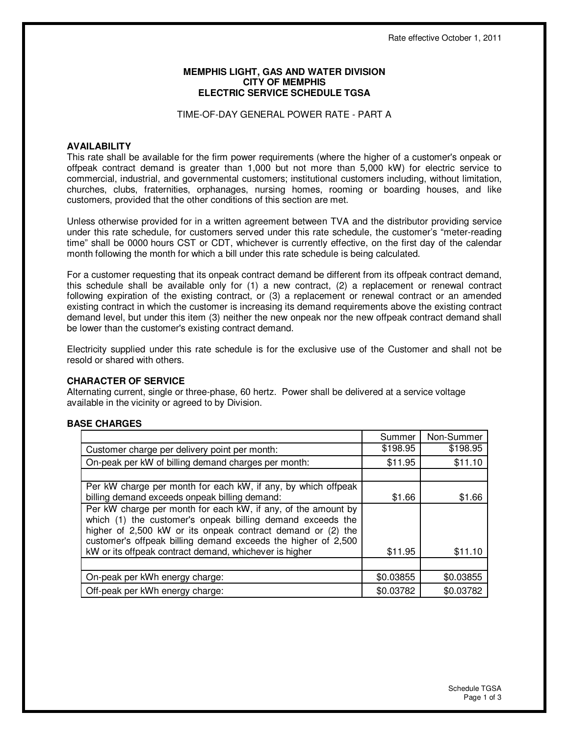Rate effective October 1, 2011

**MEMPHIS LIGHT, GAS AND WATER DIVISION**
**CITY OF MEMPHIS**
**ELECTRIC SERVICE SCHEDULE TGSA**

TIME-OF-DAY GENERAL POWER RATE - PART A

## AVAILABILITY

This rate shall be available for the firm power requirements (where the higher of a customer's onpeak or offpeak contract demand is greater than 1,000 but not more than 5,000 kW) for electric service to commercial, industrial, and governmental customers; institutional customers including, without limitation, churches, clubs, fraternities, orphanages, nursing homes, rooming or boarding houses, and like customers, provided that the other conditions of this section are met.

Unless otherwise provided for in a written agreement between TVA and the distributor providing service under this rate schedule, for customers served under this rate schedule, the customer's "meter-reading time" shall be 0000 hours CST or CDT, whichever is currently effective, on the first day of the calendar month following the month for which a bill under this rate schedule is being calculated.

For a customer requesting that its onpeak contract demand be different from its offpeak contract demand, this schedule shall be available only for (1) a new contract, (2) a replacement or renewal contract following expiration of the existing contract, or (3) a replacement or renewal contract or an amended existing contract in which the customer is increasing its demand requirements above the existing contract demand level, but under this item (3) neither the new onpeak nor the new offpeak contract demand shall be lower than the customer's existing contract demand.

Electricity supplied under this rate schedule is for the exclusive use of the Customer and shall not be resold or shared with others.

## CHARACTER OF SERVICE

Alternating current, single or three-phase, 60 hertz. Power shall be delivered at a service voltage available in the vicinity or agreed to by Division.

## BASE CHARGES

| | Summer | Non-Summer |
|---|---|---|
| Customer charge per delivery point per month: | $198.95 | $198.95 |
| On-peak per kW of billing demand charges per month: | $11.95 | $11.10 |
| | | |
| Per kW charge per month for each kW, if any, by which offpeak billing demand exceeds onpeak billing demand: | $1.66 | $1.66 |
| Per kW charge per month for each kW, if any, of the amount by which (1) the customer's onpeak billing demand exceeds the higher of 2,500 kW or its onpeak contract demand or (2) the customer's offpeak billing demand exceeds the higher of 2,500 kW or its offpeak contract demand, whichever is higher | $11.95 | $11.10 |
| | | |
| On-peak per kWh energy charge: | $0.03855 | $0.03855 |
| Off-peak per kWh energy charge: | $0.03782 | $0.03782 |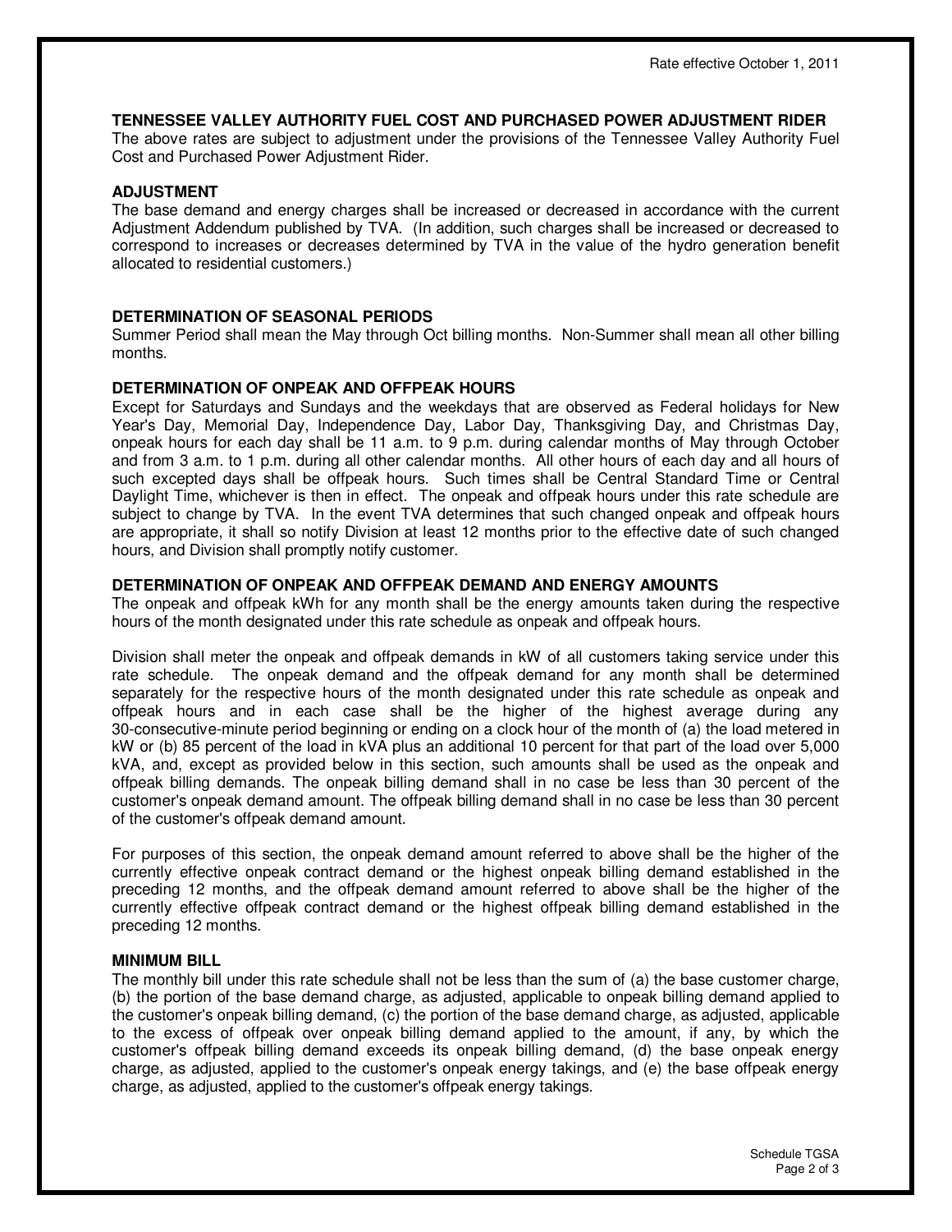Rate effective October 1, 2011

**TENNESSEE VALLEY AUTHORITY FUEL COST AND PURCHASED POWER ADJUSTMENT RIDER**

The above rates are subject to adjustment under the provisions of the Tennessee Valley Authority Fuel Cost and Purchased Power Adjustment Rider.

**ADJUSTMENT**

The base demand and energy charges shall be increased or decreased in accordance with the current Adjustment Addendum published by TVA. (In addition, such charges shall be increased or decreased to correspond to increases or decreases determined by TVA in the value of the hydro generation benefit allocated to residential customers.)

**DETERMINATION OF SEASONAL PERIODS**

Summer Period shall mean the May through Oct billing months. Non-Summer shall mean all other billing months.

**DETERMINATION OF ONPEAK AND OFFPEAK HOURS**

Except for Saturdays and Sundays and the weekdays that are observed as Federal holidays for New Year's Day, Memorial Day, Independence Day, Labor Day, Thanksgiving Day, and Christmas Day, onpeak hours for each day shall be 11 a.m. to 9 p.m. during calendar months of May through October and from 3 a.m. to 1 p.m. during all other calendar months. All other hours of each day and all hours of such excepted days shall be offpeak hours. Such times shall be Central Standard Time or Central Daylight Time, whichever is then in effect. The onpeak and offpeak hours under this rate schedule are subject to change by TVA. In the event TVA determines that such changed onpeak and offpeak hours are appropriate, it shall so notify Division at least 12 months prior to the effective date of such changed hours, and Division shall promptly notify customer.

**DETERMINATION OF ONPEAK AND OFFPEAK DEMAND AND ENERGY AMOUNTS**

The onpeak and offpeak kWh for any month shall be the energy amounts taken during the respective hours of the month designated under this rate schedule as onpeak and offpeak hours.

Division shall meter the onpeak and offpeak demands in kW of all customers taking service under this rate schedule. The onpeak demand and the offpeak demand for any month shall be determined separately for the respective hours of the month designated under this rate schedule as onpeak and offpeak hours and in each case shall be the higher of the highest average during any 30-consecutive-minute period beginning or ending on a clock hour of the month of (a) the load metered in kW or (b) 85 percent of the load in kVA plus an additional 10 percent for that part of the load over 5,000 kVA, and, except as provided below in this section, such amounts shall be used as the onpeak and offpeak billing demands. The onpeak billing demand shall in no case be less than 30 percent of the customer's onpeak demand amount. The offpeak billing demand shall in no case be less than 30 percent of the customer's offpeak demand amount.

For purposes of this section, the onpeak demand amount referred to above shall be the higher of the currently effective onpeak contract demand or the highest onpeak billing demand established in the preceding 12 months, and the offpeak demand amount referred to above shall be the higher of the currently effective offpeak contract demand or the highest offpeak billing demand established in the preceding 12 months.

**MINIMUM BILL**

The monthly bill under this rate schedule shall not be less than the sum of (a) the base customer charge, (b) the portion of the base demand charge, as adjusted, applicable to onpeak billing demand applied to the customer's onpeak billing demand, (c) the portion of the base demand charge, as adjusted, applicable to the excess of offpeak over onpeak billing demand applied to the amount, if any, by which the customer's offpeak billing demand exceeds its onpeak billing demand, (d) the base onpeak energy charge, as adjusted, applied to the customer's onpeak energy takings, and (e) the base offpeak energy charge, as adjusted, applied to the customer's offpeak energy takings.

Schedule TGSA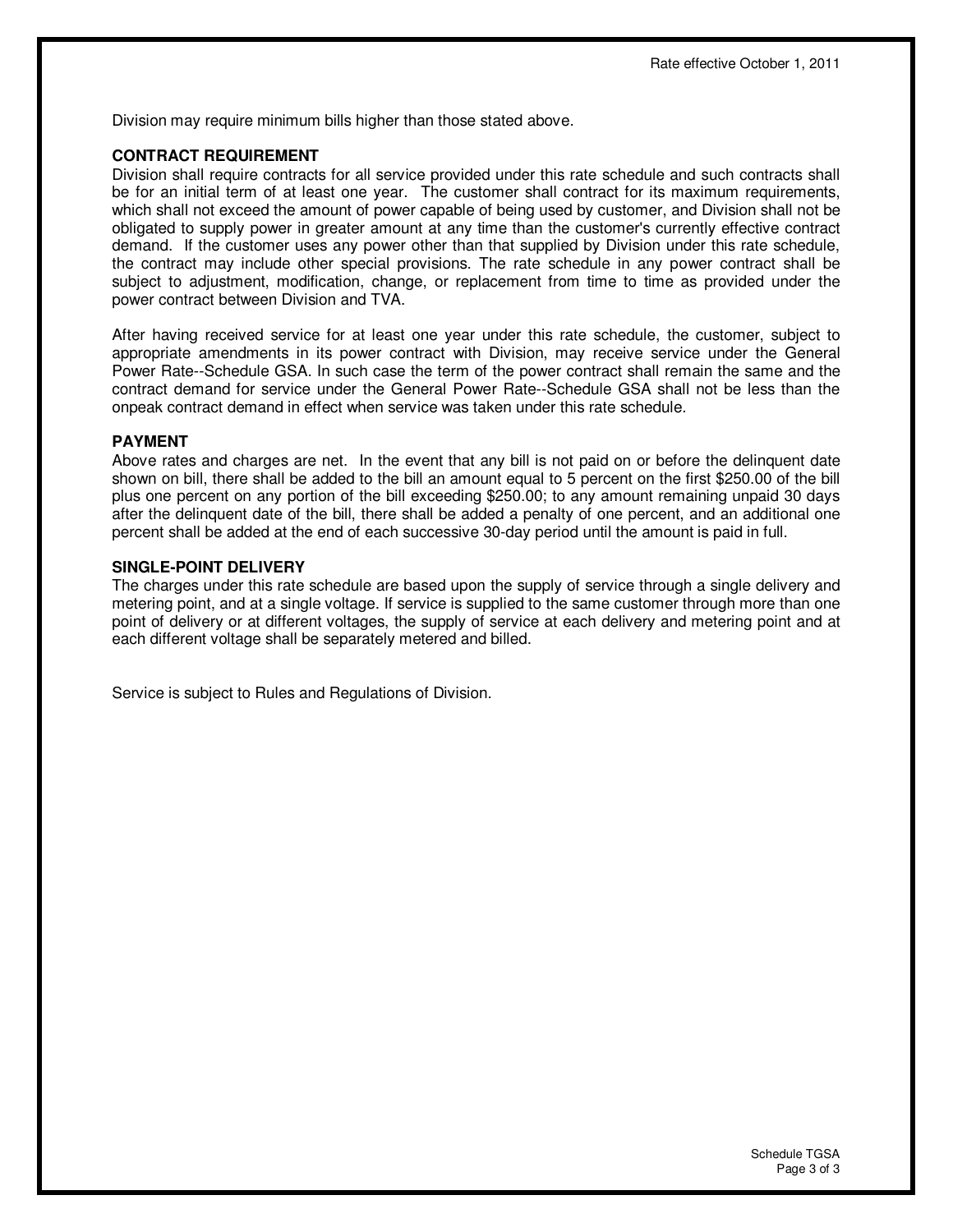Division may require minimum bills higher than those stated above.

**CONTRACT REQUIREMENT**
Division shall require contracts for all service provided under this rate schedule and such contracts shall be for an initial term of at least one year. The customer shall contract for its maximum requirements, which shall not exceed the amount of power capable of being used by customer, and Division shall not be obligated to supply power in greater amount at any time than the customer's currently effective contract demand. If the customer uses any power other than that supplied by Division under this rate schedule, the contract may include other special provisions. The rate schedule in any power contract shall be subject to adjustment, modification, change, or replacement from time to time as provided under the power contract between Division and TVA.

After having received service for at least one year under this rate schedule, the customer, subject to appropriate amendments in its power contract with Division, may receive service under the General Power Rate--Schedule GSA. In such case the term of the power contract shall remain the same and the contract demand for service under the General Power Rate--Schedule GSA shall not be less than the onpeak contract demand in effect when service was taken under this rate schedule.

**PAYMENT**
Above rates and charges are net. In the event that any bill is not paid on or before the delinquent date shown on bill, there shall be added to the bill an amount equal to 5 percent on the first $250.00 of the bill plus one percent on any portion of the bill exceeding $250.00; to any amount remaining unpaid 30 days after the delinquent date of the bill, there shall be added a penalty of one percent, and an additional one percent shall be added at the end of each successive 30-day period until the amount is paid in full.

**SINGLE-POINT DELIVERY**
The charges under this rate schedule are based upon the supply of service through a single delivery and metering point, and at a single voltage. If service is supplied to the same customer through more than one point of delivery or at different voltages, the supply of service at each delivery and metering point and at each different voltage shall be separately metered and billed.

Service is subject to Rules and Regulations of Division.